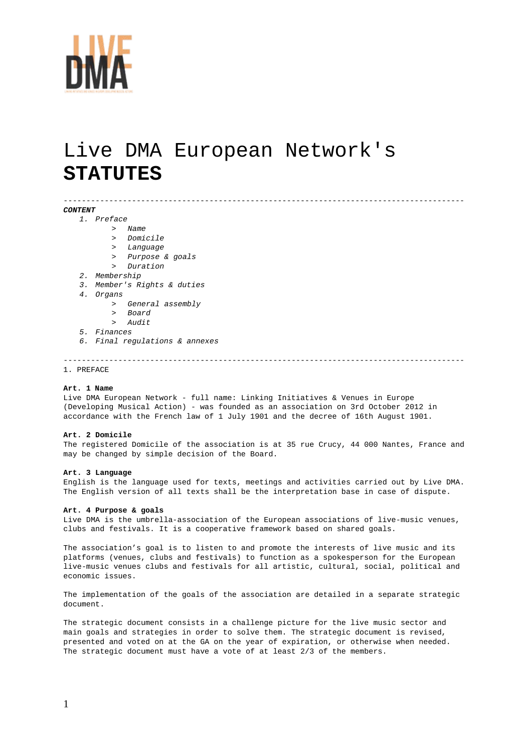# Live DMA European Network's **STATUTES**

---

***CONTENT***

1. *Preface*
    - *Name*
    - *Domicile*
    - *Language*
    - *Purpose & goals*
    - *Duration*
2. *Membership*
3. *Member's Rights & duties*
4. *Organs*
    - *General assembly*
    - *Board*
    - *Audit*
5. *Finances*
6. *Final regulations & annexes*

---

## 1. PREFACE

**Art. 1 Name**

Live DMA European Network - full name: Linking Initiatives & Venues in Europe (Developing Musical Action) - was founded as an association on 3rd October 2012 in accordance with the French law of 1 July 1901 and the decree of 16th August 1901.

**Art. 2 Domicile**

The registered Domicile of the association is at 35 rue Crucy, 44 000 Nantes, France and may be changed by simple decision of the Board.

**Art. 3 Language**

English is the language used for texts, meetings and activities carried out by Live DMA. The English version of all texts shall be the interpretation base in case of dispute.

**Art. 4 Purpose & goals**

Live DMA is the umbrella-association of the European associations of live-music venues, clubs and festivals. It is a cooperative framework based on shared goals.

The association's goal is to listen to and promote the interests of live music and its platforms (venues, clubs and festivals) to function as a spokesperson for the European live-music venues clubs and festivals for all artistic, cultural, social, political and economic issues.

The implementation of the goals of the association are detailed in a separate strategic document.

The strategic document consists in a challenge picture for the live music sector and main goals and strategies in order to solve them. The strategic document is revised, presented and voted on at the GA on the year of expiration, or otherwise when needed. The strategic document must have a vote of at least 2/3 of the members.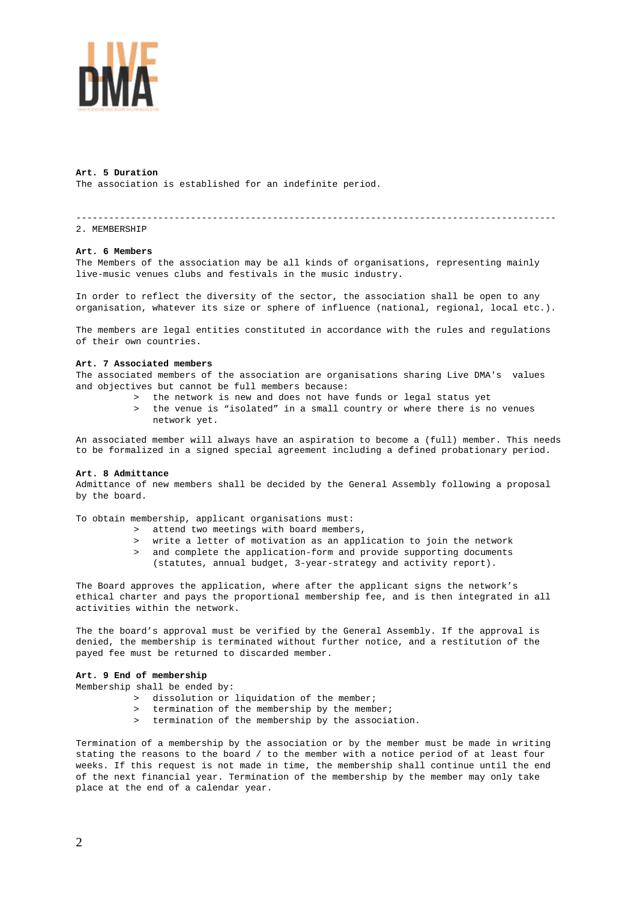**Art. 5 Duration**
The association is established for an indefinite period.

---

2. MEMBERSHIP

**Art. 6 Members**
The Members of the association may be all kinds of organisations, representing mainly live-music venues clubs and festivals in the music industry.

In order to reflect the diversity of the sector, the association shall be open to any organisation, whatever its size or sphere of influence (national, regional, local etc.).

The members are legal entities constituted in accordance with the rules and regulations of their own countries.

**Art. 7 Associated members**
The associated members of the association are organisations sharing Live DMA's values and objectives but cannot be full members because:

> the network is new and does not have funds or legal status yet
> the venue is "isolated" in a small country or where there is no venues network yet.

An associated member will always have an aspiration to become a (full) member. This needs to be formalized in a signed special agreement including a defined probationary period.

**Art. 8 Admittance**
Admittance of new members shall be decided by the General Assembly following a proposal by the board.

To obtain membership, applicant organisations must:

> attend two meetings with board members,
> write a letter of motivation as an application to join the network
> and complete the application-form and provide supporting documents (statutes, annual budget, 3-year-strategy and activity report).

The Board approves the application, where after the applicant signs the network's ethical charter and pays the proportional membership fee, and is then integrated in all activities within the network.

The the board's approval must be verified by the General Assembly. If the approval is denied, the membership is terminated without further notice, and a restitution of the payed fee must be returned to discarded member.

**Art. 9 End of membership**
Membership shall be ended by:

> dissolution or liquidation of the member;
> termination of the membership by the member;
> termination of the membership by the association.

Termination of a membership by the association or by the member must be made in writing stating the reasons to the board / to the member with a notice period of at least four weeks. If this request is not made in time, the membership shall continue until the end of the next financial year. Termination of the membership by the member may only take place at the end of a calendar year.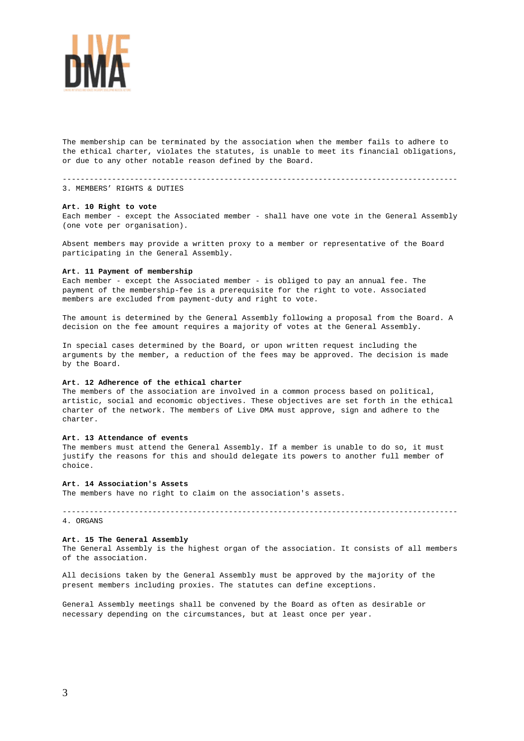The membership can be terminated by the association when the member fails to adhere to the ethical charter, violates the statutes, is unable to meet its financial obligations, or due to any other notable reason defined by the Board.

---

## 3. MEMBERS' RIGHTS & DUTIES

**Art. 10 Right to vote**
Each member - except the Associated member - shall have one vote in the General Assembly (one vote per organisation).

Absent members may provide a written proxy to a member or representative of the Board participating in the General Assembly.

**Art. 11 Payment of membership**
Each member - except the Associated member - is obliged to pay an annual fee. The payment of the membership-fee is a prerequisite for the right to vote. Associated members are excluded from payment-duty and right to vote.

The amount is determined by the General Assembly following a proposal from the Board. A decision on the fee amount requires a majority of votes at the General Assembly.

In special cases determined by the Board, or upon written request including the arguments by the member, a reduction of the fees may be approved. The decision is made by the Board.

**Art. 12 Adherence of the ethical charter**
The members of the association are involved in a common process based on political, artistic, social and economic objectives. These objectives are set forth in the ethical charter of the network. The members of Live DMA must approve, sign and adhere to the charter.

**Art. 13 Attendance of events**
The members must attend the General Assembly. If a member is unable to do so, it must justify the reasons for this and should delegate its powers to another full member of choice.

**Art. 14 Association's Assets**
The members have no right to claim on the association's assets.

---

## 4. ORGANS

**Art. 15 The General Assembly**
The General Assembly is the highest organ of the association. It consists of all members of the association.

All decisions taken by the General Assembly must be approved by the majority of the present members including proxies. The statutes can define exceptions.

General Assembly meetings shall be convened by the Board as often as desirable or necessary depending on the circumstances, but at least once per year.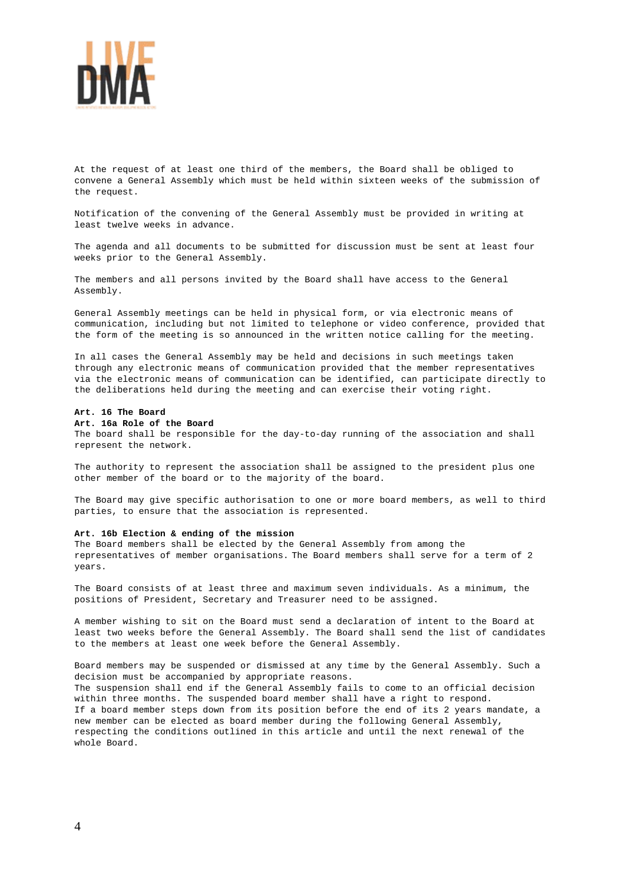At the request of at least one third of the members, the Board shall be obliged to convene a General Assembly which must be held within sixteen weeks of the submission of the request.

Notification of the convening of the General Assembly must be provided in writing at least twelve weeks in advance.

The agenda and all documents to be submitted for discussion must be sent at least four weeks prior to the General Assembly.

The members and all persons invited by the Board shall have access to the General Assembly.

General Assembly meetings can be held in physical form, or via electronic means of communication, including but not limited to telephone or video conference, provided that the form of the meeting is so announced in the written notice calling for the meeting.

In all cases the General Assembly may be held and decisions in such meetings taken through any electronic means of communication provided that the member representatives via the electronic means of communication can be identified, can participate directly to the deliberations held during the meeting and can exercise their voting right.

**Art. 16 The Board**

**Art. 16a Role of the Board**

The board shall be responsible for the day-to-day running of the association and shall represent the network.

The authority to represent the association shall be assigned to the president plus one other member of the board or to the majority of the board.

The Board may give specific authorisation to one or more board members, as well to third parties, to ensure that the association is represented.

**Art. 16b Election & ending of the mission**

The Board members shall be elected by the General Assembly from among the representatives of member organisations. The Board members shall serve for a term of 2 years.

The Board consists of at least three and maximum seven individuals. As a minimum, the positions of President, Secretary and Treasurer need to be assigned.

A member wishing to sit on the Board must send a declaration of intent to the Board at least two weeks before the General Assembly. The Board shall send the list of candidates to the members at least one week before the General Assembly.

Board members may be suspended or dismissed at any time by the General Assembly. Such a decision must be accompanied by appropriate reasons.
The suspension shall end if the General Assembly fails to come to an official decision within three months. The suspended board member shall have a right to respond.
If a board member steps down from its position before the end of its 2 years mandate, a new member can be elected as board member during the following General Assembly, respecting the conditions outlined in this article and until the next renewal of the whole Board.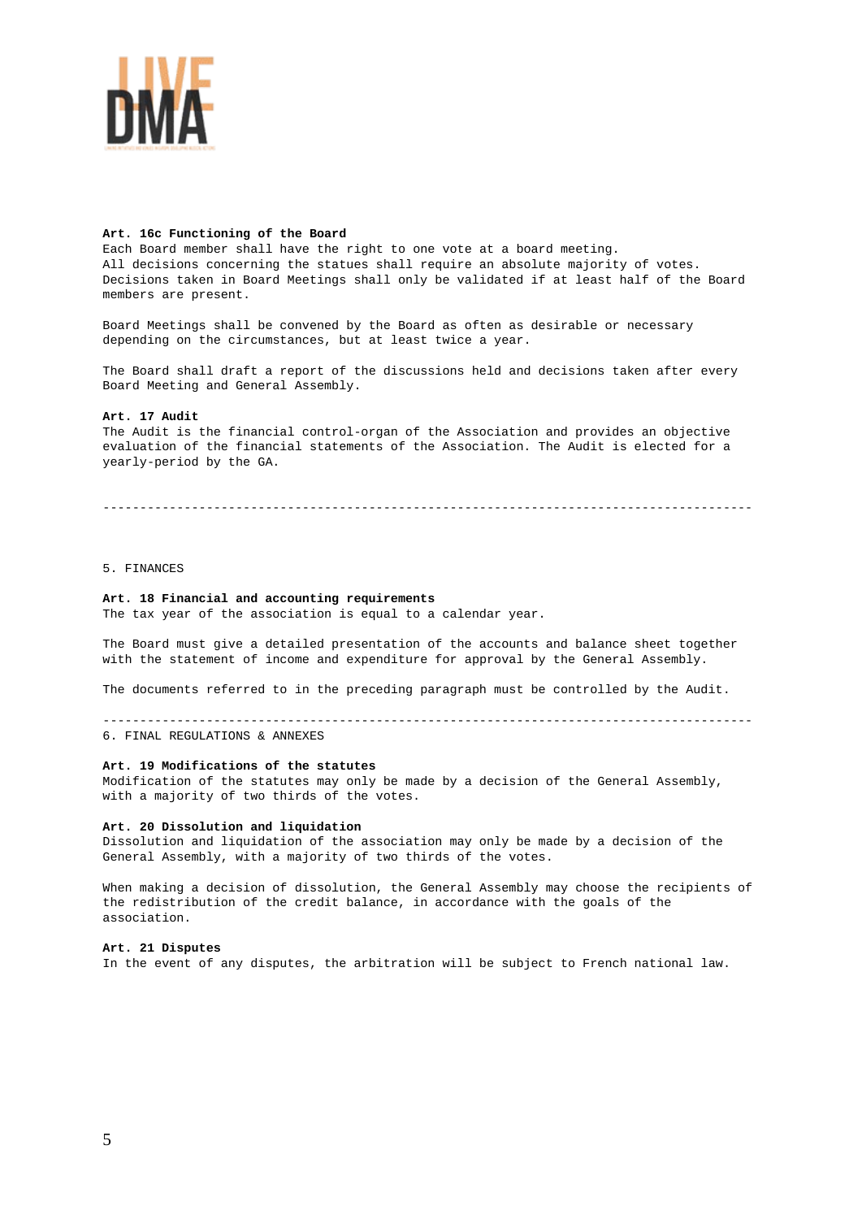**Art. 16c Functioning of the Board**
Each Board member shall have the right to one vote at a board meeting.
All decisions concerning the statues shall require an absolute majority of votes.
Decisions taken in Board Meetings shall only be validated if at least half of the Board members are present.

Board Meetings shall be convened by the Board as often as desirable or necessary depending on the circumstances, but at least twice a year.

The Board shall draft a report of the discussions held and decisions taken after every Board Meeting and General Assembly.

**Art. 17 Audit**
The Audit is the financial control-organ of the Association and provides an objective evaluation of the financial statements of the Association. The Audit is elected for a yearly-period by the GA.

---

## 5. FINANCES

**Art. 18 Financial and accounting requirements**
The tax year of the association is equal to a calendar year.

The Board must give a detailed presentation of the accounts and balance sheet together with the statement of income and expenditure for approval by the General Assembly.

The documents referred to in the preceding paragraph must be controlled by the Audit.

---

## 6. FINAL REGULATIONS & ANNEXES

**Art. 19 Modifications of the statutes**
Modification of the statutes may only be made by a decision of the General Assembly, with a majority of two thirds of the votes.

**Art. 20 Dissolution and liquidation**
Dissolution and liquidation of the association may only be made by a decision of the General Assembly, with a majority of two thirds of the votes.

When making a decision of dissolution, the General Assembly may choose the recipients of the redistribution of the credit balance, in accordance with the goals of the association.

**Art. 21 Disputes**
In the event of any disputes, the arbitration will be subject to French national law.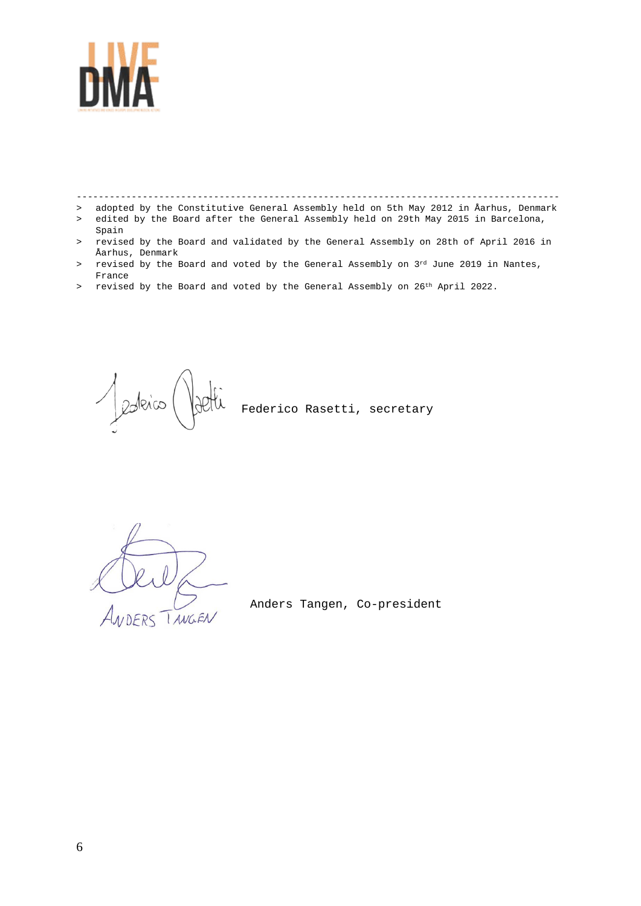---

> adopted by the Constitutive General Assembly held on 5th May 2012 in Åarhus, Denmark
> edited by the Board after the General Assembly held on 29th May 2015 in Barcelona, Spain
> revised by the Board and validated by the General Assembly on 28th of April 2016 in Åarhus, Denmark
> revised by the Board and voted by the General Assembly on 3rd June 2019 in Nantes, France
> revised by the Board and voted by the General Assembly on 26th April 2022.

Federico Rasetti, secretary

ANDERS TANGEN

Anders Tangen, Co-president